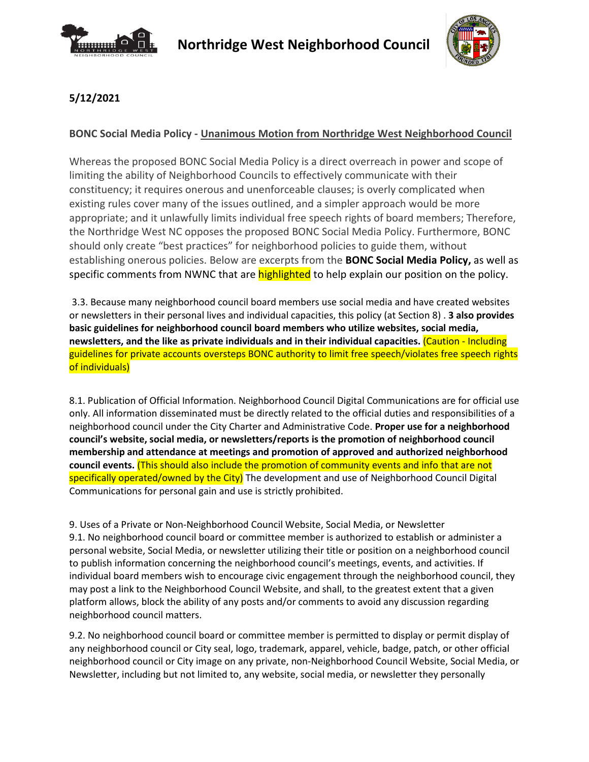# Northridge West Neighborhood Council

**5/12/2021**

**BONC Social Media Policy - <u>Unanimous Motion from Northridge West Neighborhood Council</u>**

Whereas the proposed BONC Social Media Policy is a direct overreach in power and scope of limiting the ability of Neighborhood Councils to effectively communicate with their constituency; it requires onerous and unenforceable clauses; is overly complicated when existing rules cover many of the issues outlined, and a simpler approach would be more appropriate; and it unlawfully limits individual free speech rights of board members; Therefore, the Northridge West NC opposes the proposed BONC Social Media Policy. Furthermore, BONC should only create "best practices" for neighborhood policies to guide them, without establishing onerous policies. Below are excerpts from the **BONC Social Media Policy,** as well as specific comments from NWNC that are highlighted to help explain our position on the policy.

3.3. Because many neighborhood council board members use social media and have created websites or newsletters in their personal lives and individual capacities, this policy (at Section 8) . **3 also provides basic guidelines for neighborhood council board members who utilize websites, social media, newsletters, and the like as private individuals and in their individual capacities.** (Caution - Including guidelines for private accounts oversteps BONC authority to limit free speech/violates free speech rights of individuals)

8.1. Publication of Official Information. Neighborhood Council Digital Communications are for official use only. All information disseminated must be directly related to the official duties and responsibilities of a neighborhood council under the City Charter and Administrative Code. **Proper use for a neighborhood council's website, social media, or newsletters/reports is the promotion of neighborhood council membership and attendance at meetings and promotion of approved and authorized neighborhood council events.** (This should also include the promotion of community events and info that are not specifically operated/owned by the City) The development and use of Neighborhood Council Digital Communications for personal gain and use is strictly prohibited.

9. Uses of a Private or Non-Neighborhood Council Website, Social Media, or Newsletter

9.1. No neighborhood council board or committee member is authorized to establish or administer a personal website, Social Media, or newsletter utilizing their title or position on a neighborhood council to publish information concerning the neighborhood council's meetings, events, and activities. If individual board members wish to encourage civic engagement through the neighborhood council, they may post a link to the Neighborhood Council Website, and shall, to the greatest extent that a given platform allows, block the ability of any posts and/or comments to avoid any discussion regarding neighborhood council matters.

9.2. No neighborhood council board or committee member is permitted to display or permit display of any neighborhood council or City seal, logo, trademark, apparel, vehicle, badge, patch, or other official neighborhood council or City image on any private, non-Neighborhood Council Website, Social Media, or Newsletter, including but not limited to, any website, social media, or newsletter they personally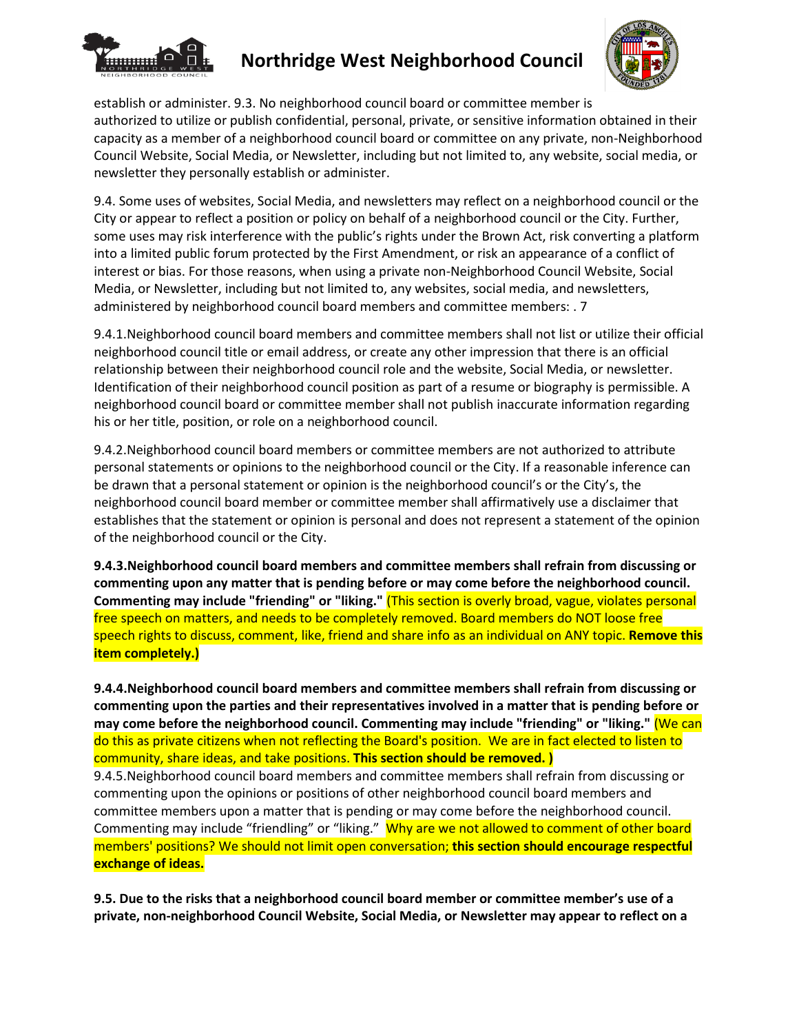establish or administer. 9.3. No neighborhood council board or committee member is authorized to utilize or publish confidential, personal, private, or sensitive information obtained in their capacity as a member of a neighborhood council board or committee on any private, non-Neighborhood Council Website, Social Media, or Newsletter, including but not limited to, any website, social media, or newsletter they personally establish or administer.

9.4. Some uses of websites, Social Media, and newsletters may reflect on a neighborhood council or the City or appear to reflect a position or policy on behalf of a neighborhood council or the City. Further, some uses may risk interference with the public's rights under the Brown Act, risk converting a platform into a limited public forum protected by the First Amendment, or risk an appearance of a conflict of interest or bias. For those reasons, when using a private non-Neighborhood Council Website, Social Media, or Newsletter, including but not limited to, any websites, social media, and newsletters, administered by neighborhood council board members and committee members: . 7

9.4.1.Neighborhood council board members and committee members shall not list or utilize their official neighborhood council title or email address, or create any other impression that there is an official relationship between their neighborhood council role and the website, Social Media, or newsletter. Identification of their neighborhood council position as part of a resume or biography is permissible. A neighborhood council board or committee member shall not publish inaccurate information regarding his or her title, position, or role on a neighborhood council.

9.4.2.Neighborhood council board members or committee members are not authorized to attribute personal statements or opinions to the neighborhood council or the City. If a reasonable inference can be drawn that a personal statement or opinion is the neighborhood council's or the City's, the neighborhood council board member or committee member shall affirmatively use a disclaimer that establishes that the statement or opinion is personal and does not represent a statement of the opinion of the neighborhood council or the City.

**9.4.3.Neighborhood council board members and committee members shall refrain from discussing or commenting upon any matter that is pending before or may come before the neighborhood council. Commenting may include "friending" or "liking."** (This section is overly broad, vague, violates personal free speech on matters, and needs to be completely removed. Board members do NOT loose free speech rights to discuss, comment, like, friend and share info as an individual on ANY topic. **Remove this item completely.)**

**9.4.4.Neighborhood council board members and committee members shall refrain from discussing or commenting upon the parties and their representatives involved in a matter that is pending before or may come before the neighborhood council. Commenting may include "friending" or "liking."** (We can do this as private citizens when not reflecting the Board's position. We are in fact elected to listen to community, share ideas, and take positions. **This section should be removed. )**

9.4.5.Neighborhood council board members and committee members shall refrain from discussing or commenting upon the opinions or positions of other neighborhood council board members and committee members upon a matter that is pending or may come before the neighborhood council. Commenting may include "friendling" or "liking." Why are we not allowed to comment of other board members' positions? We should not limit open conversation; **this section should encourage respectful exchange of ideas.**

**9.5. Due to the risks that a neighborhood council board member or committee member's use of a private, non-neighborhood Council Website, Social Media, or Newsletter may appear to reflect on a**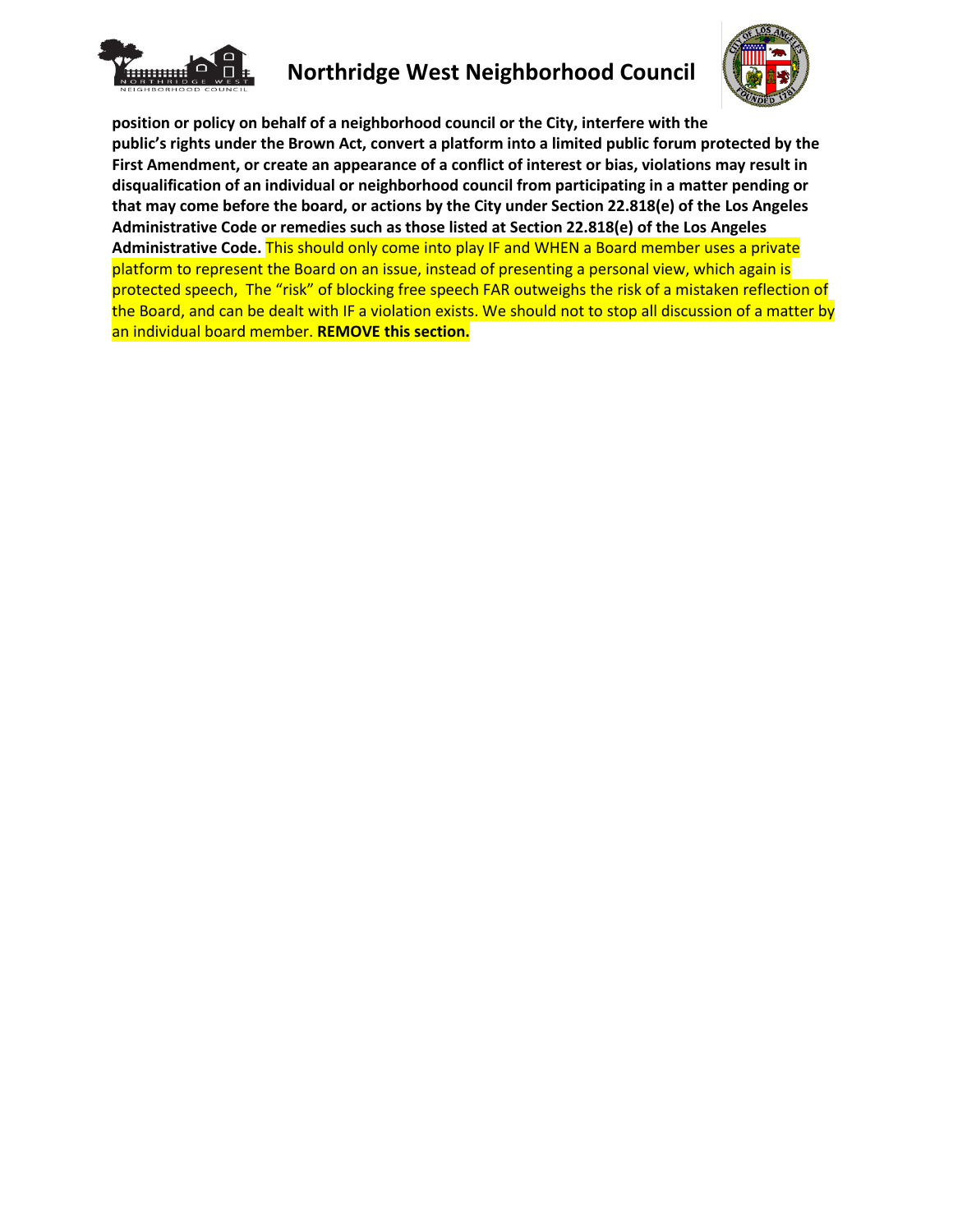**position or policy on behalf of a neighborhood council or the City, interfere with the public's rights under the Brown Act, convert a platform into a limited public forum protected by the First Amendment, or create an appearance of a conflict of interest or bias, violations may result in disqualification of an individual or neighborhood council from participating in a matter pending or that may come before the board, or actions by the City under Section 22.818(e) of the Los Angeles Administrative Code or remedies such as those listed at Section 22.818(e) of the Los Angeles Administrative Code.** This should only come into play IF and WHEN a Board member uses a private platform to represent the Board on an issue, instead of presenting a personal view, which again is protected speech, The "risk" of blocking free speech FAR outweighs the risk of a mistaken reflection of the Board, and can be dealt with IF a violation exists. We should not to stop all discussion of a matter by an individual board member. **REMOVE this section.**